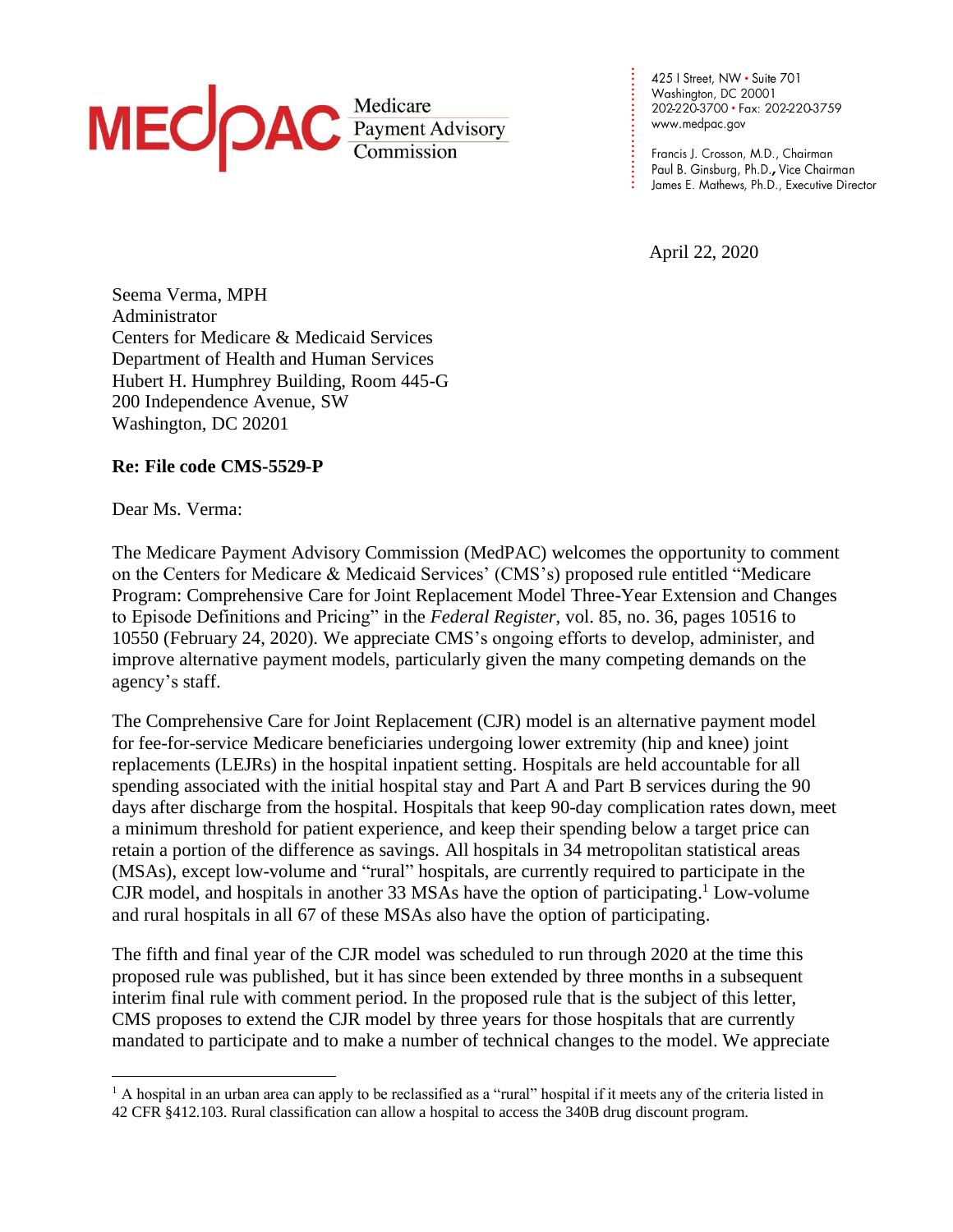**MEDPAC** Medicare Payment Advisory Commission

425 I Street, NW • Suite 701
Washington, DC 20001
202-220-3700 • Fax: 202-220-3759
www.medpac.gov

Francis J. Crosson, M.D., Chairman
Paul B. Ginsburg, Ph.D., Vice Chairman
James E. Mathews, Ph.D., Executive Director

April 22, 2020

Seema Verma, MPH
Administrator
Centers for Medicare & Medicaid Services
Department of Health and Human Services
Hubert H. Humphrey Building, Room 445-G
200 Independence Avenue, SW
Washington, DC 20201

**Re: File code CMS-5529-P**

Dear Ms. Verma:

The Medicare Payment Advisory Commission (MedPAC) welcomes the opportunity to comment on the Centers for Medicare & Medicaid Services' (CMS's) proposed rule entitled "Medicare Program: Comprehensive Care for Joint Replacement Model Three-Year Extension and Changes to Episode Definitions and Pricing" in the *Federal Register*, vol. 85, no. 36, pages 10516 to 10550 (February 24, 2020). We appreciate CMS's ongoing efforts to develop, administer, and improve alternative payment models, particularly given the many competing demands on the agency's staff.

The Comprehensive Care for Joint Replacement (CJR) model is an alternative payment model for fee-for-service Medicare beneficiaries undergoing lower extremity (hip and knee) joint replacements (LEJRs) in the hospital inpatient setting. Hospitals are held accountable for all spending associated with the initial hospital stay and Part A and Part B services during the 90 days after discharge from the hospital. Hospitals that keep 90-day complication rates down, meet a minimum threshold for patient experience, and keep their spending below a target price can retain a portion of the difference as savings. All hospitals in 34 metropolitan statistical areas (MSAs), except low-volume and "rural" hospitals, are currently required to participate in the CJR model, and hospitals in another 33 MSAs have the option of participating.[1] Low-volume and rural hospitals in all 67 of these MSAs also have the option of participating.

The fifth and final year of the CJR model was scheduled to run through 2020 at the time this proposed rule was published, but it has since been extended by three months in a subsequent interim final rule with comment period. In the proposed rule that is the subject of this letter, CMS proposes to extend the CJR model by three years for those hospitals that are currently mandated to participate and to make a number of technical changes to the model. We appreciate

[1] A hospital in an urban area can apply to be reclassified as a "rural" hospital if it meets any of the criteria listed in 42 CFR §412.103. Rural classification can allow a hospital to access the 340B drug discount program.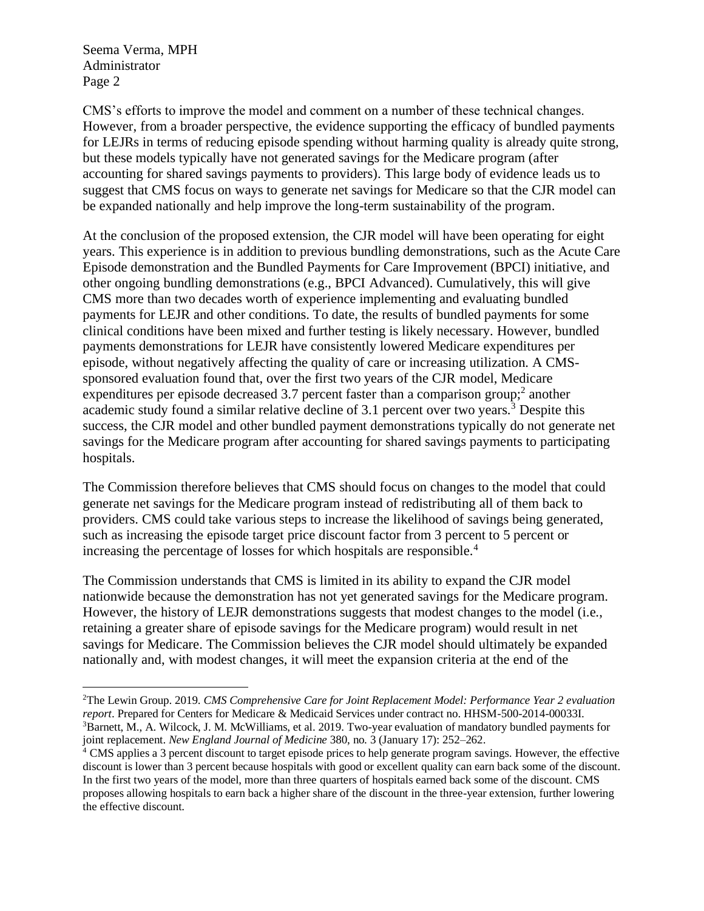CMS's efforts to improve the model and comment on a number of these technical changes. However, from a broader perspective, the evidence supporting the efficacy of bundled payments for LEJRs in terms of reducing episode spending without harming quality is already quite strong, but these models typically have not generated savings for the Medicare program (after accounting for shared savings payments to providers). This large body of evidence leads us to suggest that CMS focus on ways to generate net savings for Medicare so that the CJR model can be expanded nationally and help improve the long-term sustainability of the program.

At the conclusion of the proposed extension, the CJR model will have been operating for eight years. This experience is in addition to previous bundling demonstrations, such as the Acute Care Episode demonstration and the Bundled Payments for Care Improvement (BPCI) initiative, and other ongoing bundling demonstrations (e.g., BPCI Advanced). Cumulatively, this will give CMS more than two decades worth of experience implementing and evaluating bundled payments for LEJR and other conditions. To date, the results of bundled payments for some clinical conditions have been mixed and further testing is likely necessary. However, bundled payments demonstrations for LEJR have consistently lowered Medicare expenditures per episode, without negatively affecting the quality of care or increasing utilization. A CMS-sponsored evaluation found that, over the first two years of the CJR model, Medicare expenditures per episode decreased 3.7 percent faster than a comparison group;[2] another academic study found a similar relative decline of 3.1 percent over two years.[3] Despite this success, the CJR model and other bundled payment demonstrations typically do not generate net savings for the Medicare program after accounting for shared savings payments to participating hospitals.

The Commission therefore believes that CMS should focus on changes to the model that could generate net savings for the Medicare program instead of redistributing all of them back to providers. CMS could take various steps to increase the likelihood of savings being generated, such as increasing the episode target price discount factor from 3 percent to 5 percent or increasing the percentage of losses for which hospitals are responsible.[4]

The Commission understands that CMS is limited in its ability to expand the CJR model nationwide because the demonstration has not yet generated savings for the Medicare program. However, the history of LEJR demonstrations suggests that modest changes to the model (i.e., retaining a greater share of episode savings for the Medicare program) would result in net savings for Medicare. The Commission believes the CJR model should ultimately be expanded nationally and, with modest changes, it will meet the expansion criteria at the end of the

---

[2] The Lewin Group. 2019. *CMS Comprehensive Care for Joint Replacement Model: Performance Year 2 evaluation report*. Prepared for Centers for Medicare & Medicaid Services under contract no. HHSM-500-2014-00033I.

[3] Barnett, M., A. Wilcock, J. M. McWilliams, et al. 2019. Two-year evaluation of mandatory bundled payments for joint replacement. *New England Journal of Medicine* 380, no. 3 (January 17): 252–262.

[4] CMS applies a 3 percent discount to target episode prices to help generate program savings. However, the effective discount is lower than 3 percent because hospitals with good or excellent quality can earn back some of the discount. In the first two years of the model, more than three quarters of hospitals earned back some of the discount. CMS proposes allowing hospitals to earn back a higher share of the discount in the three-year extension, further lowering the effective discount.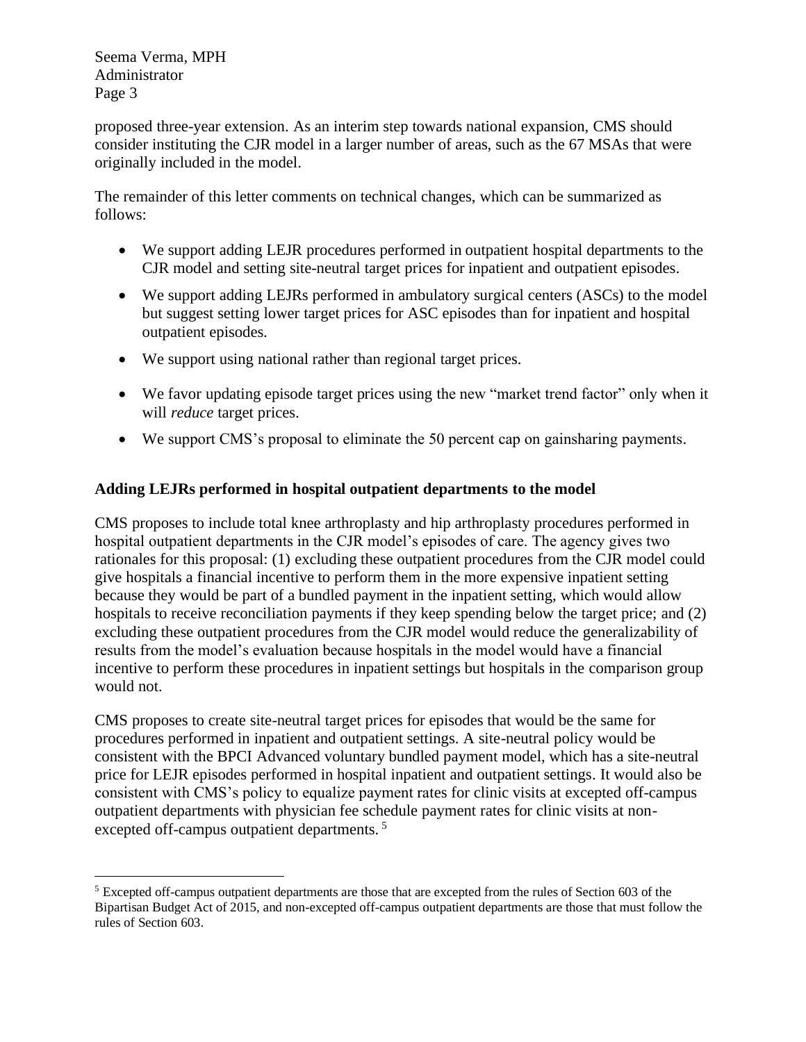proposed three-year extension. As an interim step towards national expansion, CMS should consider instituting the CJR model in a larger number of areas, such as the 67 MSAs that were originally included in the model.

The remainder of this letter comments on technical changes, which can be summarized as follows:

- We support adding LEJR procedures performed in outpatient hospital departments to the CJR model and setting site-neutral target prices for inpatient and outpatient episodes.
- We support adding LEJRs performed in ambulatory surgical centers (ASCs) to the model but suggest setting lower target prices for ASC episodes than for inpatient and hospital outpatient episodes.
- We support using national rather than regional target prices.
- We favor updating episode target prices using the new "market trend factor" only when it will *reduce* target prices.
- We support CMS's proposal to eliminate the 50 percent cap on gainsharing payments.

**Adding LEJRs performed in hospital outpatient departments to the model**

CMS proposes to include total knee arthroplasty and hip arthroplasty procedures performed in hospital outpatient departments in the CJR model's episodes of care. The agency gives two rationales for this proposal: (1) excluding these outpatient procedures from the CJR model could give hospitals a financial incentive to perform them in the more expensive inpatient setting because they would be part of a bundled payment in the inpatient setting, which would allow hospitals to receive reconciliation payments if they keep spending below the target price; and (2) excluding these outpatient procedures from the CJR model would reduce the generalizability of results from the model's evaluation because hospitals in the model would have a financial incentive to perform these procedures in inpatient settings but hospitals in the comparison group would not.

CMS proposes to create site-neutral target prices for episodes that would be the same for procedures performed in inpatient and outpatient settings. A site-neutral policy would be consistent with the BPCI Advanced voluntary bundled payment model, which has a site-neutral price for LEJR episodes performed in hospital inpatient and outpatient settings. It would also be consistent with CMS's policy to equalize payment rates for clinic visits at excepted off-campus outpatient departments with physician fee schedule payment rates for clinic visits at non-excepted off-campus outpatient departments.[5]

[5] Excepted off-campus outpatient departments are those that are excepted from the rules of Section 603 of the Bipartisan Budget Act of 2015, and non-excepted off-campus outpatient departments are those that must follow the rules of Section 603.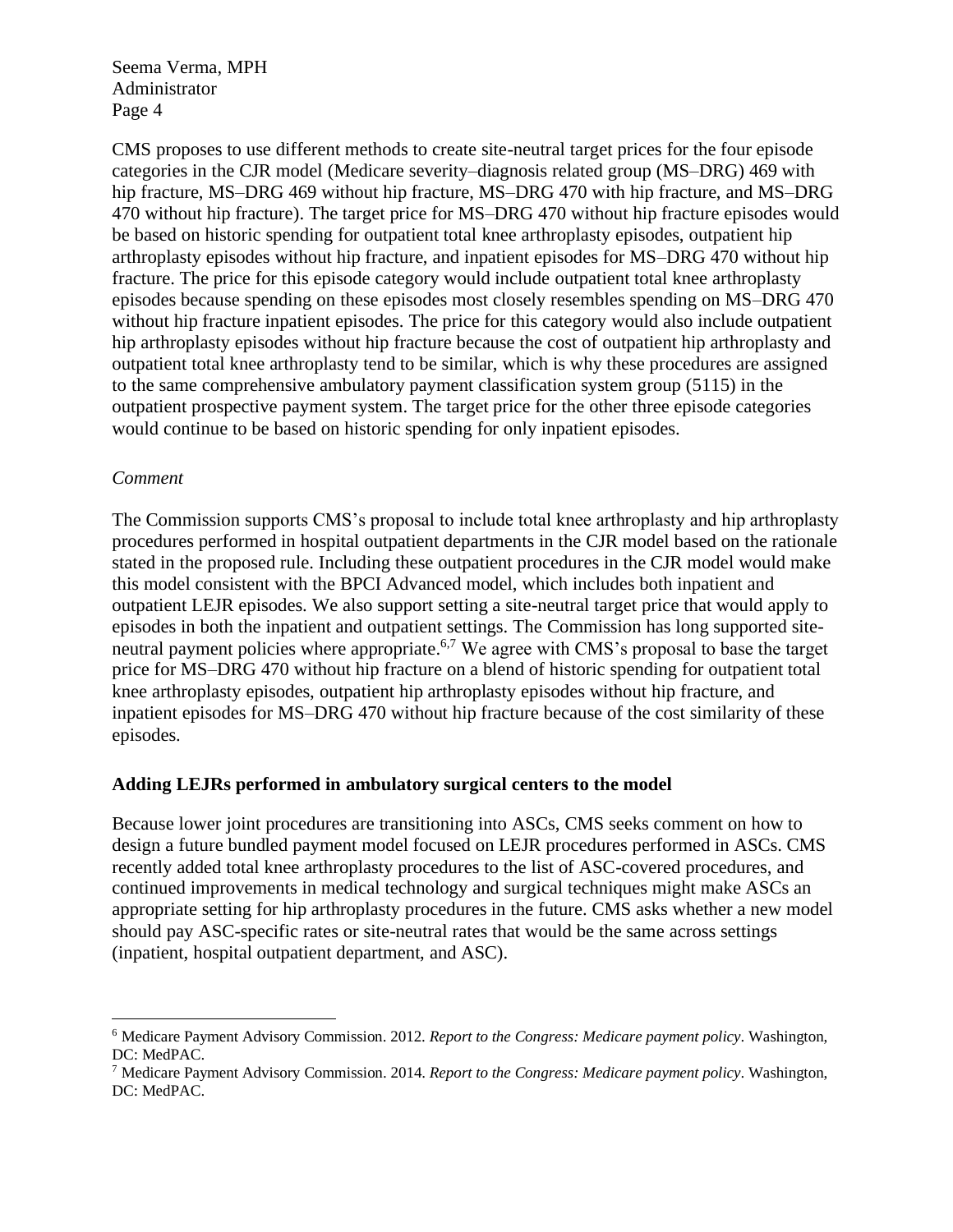CMS proposes to use different methods to create site-neutral target prices for the four episode categories in the CJR model (Medicare severity–diagnosis related group (MS–DRG) 469 with hip fracture, MS–DRG 469 without hip fracture, MS–DRG 470 with hip fracture, and MS–DRG 470 without hip fracture). The target price for MS–DRG 470 without hip fracture episodes would be based on historic spending for outpatient total knee arthroplasty episodes, outpatient hip arthroplasty episodes without hip fracture, and inpatient episodes for MS–DRG 470 without hip fracture. The price for this episode category would include outpatient total knee arthroplasty episodes because spending on these episodes most closely resembles spending on MS–DRG 470 without hip fracture inpatient episodes. The price for this category would also include outpatient hip arthroplasty episodes without hip fracture because the cost of outpatient hip arthroplasty and outpatient total knee arthroplasty tend to be similar, which is why these procedures are assigned to the same comprehensive ambulatory payment classification system group (5115) in the outpatient prospective payment system. The target price for the other three episode categories would continue to be based on historic spending for only inpatient episodes.

*Comment*

The Commission supports CMS's proposal to include total knee arthroplasty and hip arthroplasty procedures performed in hospital outpatient departments in the CJR model based on the rationale stated in the proposed rule. Including these outpatient procedures in the CJR model would make this model consistent with the BPCI Advanced model, which includes both inpatient and outpatient LEJR episodes. We also support setting a site-neutral target price that would apply to episodes in both the inpatient and outpatient settings. The Commission has long supported site-neutral payment policies where appropriate.[6,7] We agree with CMS's proposal to base the target price for MS–DRG 470 without hip fracture on a blend of historic spending for outpatient total knee arthroplasty episodes, outpatient hip arthroplasty episodes without hip fracture, and inpatient episodes for MS–DRG 470 without hip fracture because of the cost similarity of these episodes.

**Adding LEJRs performed in ambulatory surgical centers to the model**

Because lower joint procedures are transitioning into ASCs, CMS seeks comment on how to design a future bundled payment model focused on LEJR procedures performed in ASCs. CMS recently added total knee arthroplasty procedures to the list of ASC-covered procedures, and continued improvements in medical technology and surgical techniques might make ASCs an appropriate setting for hip arthroplasty procedures in the future. CMS asks whether a new model should pay ASC-specific rates or site-neutral rates that would be the same across settings (inpatient, hospital outpatient department, and ASC).

---

[6] Medicare Payment Advisory Commission. 2012. *Report to the Congress: Medicare payment policy*. Washington, DC: MedPAC.

[7] Medicare Payment Advisory Commission. 2014. *Report to the Congress: Medicare payment policy*. Washington, DC: MedPAC.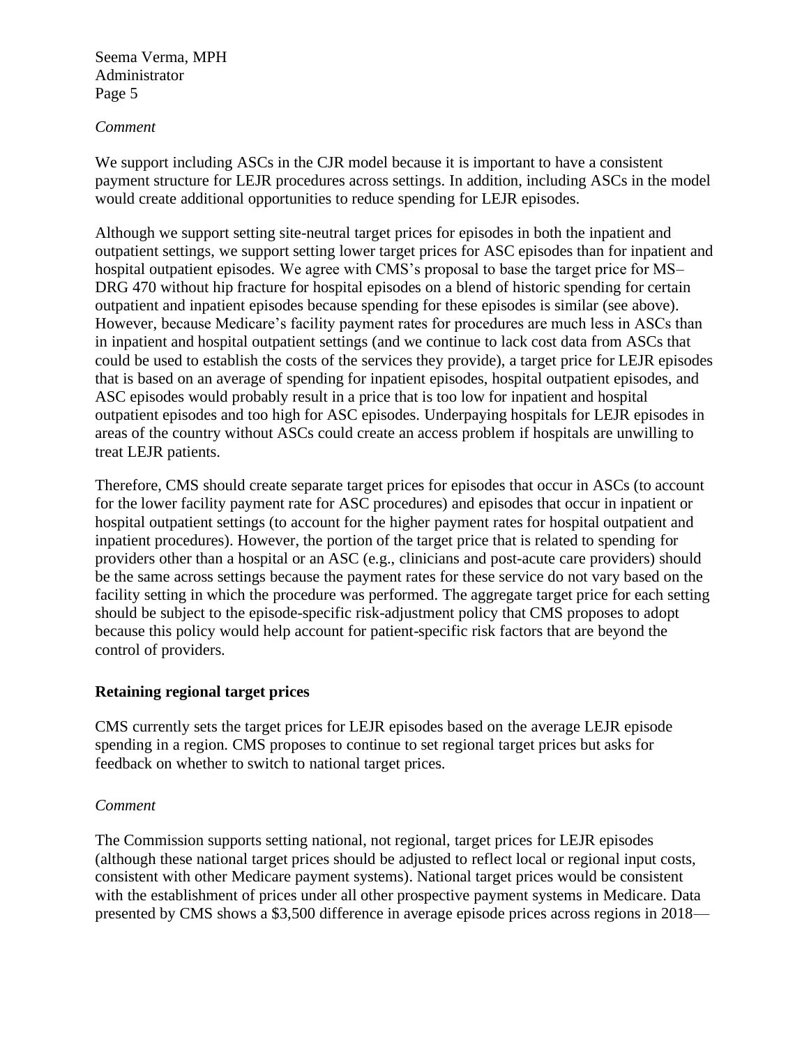*Comment*

We support including ASCs in the CJR model because it is important to have a consistent payment structure for LEJR procedures across settings. In addition, including ASCs in the model would create additional opportunities to reduce spending for LEJR episodes.

Although we support setting site-neutral target prices for episodes in both the inpatient and outpatient settings, we support setting lower target prices for ASC episodes than for inpatient and hospital outpatient episodes. We agree with CMS's proposal to base the target price for MS–DRG 470 without hip fracture for hospital episodes on a blend of historic spending for certain outpatient and inpatient episodes because spending for these episodes is similar (see above). However, because Medicare's facility payment rates for procedures are much less in ASCs than in inpatient and hospital outpatient settings (and we continue to lack cost data from ASCs that could be used to establish the costs of the services they provide), a target price for LEJR episodes that is based on an average of spending for inpatient episodes, hospital outpatient episodes, and ASC episodes would probably result in a price that is too low for inpatient and hospital outpatient episodes and too high for ASC episodes. Underpaying hospitals for LEJR episodes in areas of the country without ASCs could create an access problem if hospitals are unwilling to treat LEJR patients.

Therefore, CMS should create separate target prices for episodes that occur in ASCs (to account for the lower facility payment rate for ASC procedures) and episodes that occur in inpatient or hospital outpatient settings (to account for the higher payment rates for hospital outpatient and inpatient procedures). However, the portion of the target price that is related to spending for providers other than a hospital or an ASC (e.g., clinicians and post-acute care providers) should be the same across settings because the payment rates for these service do not vary based on the facility setting in which the procedure was performed. The aggregate target price for each setting should be subject to the episode-specific risk-adjustment policy that CMS proposes to adopt because this policy would help account for patient-specific risk factors that are beyond the control of providers.

**Retaining regional target prices**

CMS currently sets the target prices for LEJR episodes based on the average LEJR episode spending in a region. CMS proposes to continue to set regional target prices but asks for feedback on whether to switch to national target prices.

*Comment*

The Commission supports setting national, not regional, target prices for LEJR episodes (although these national target prices should be adjusted to reflect local or regional input costs, consistent with other Medicare payment systems). National target prices would be consistent with the establishment of prices under all other prospective payment systems in Medicare. Data presented by CMS shows a $3,500 difference in average episode prices across regions in 2018—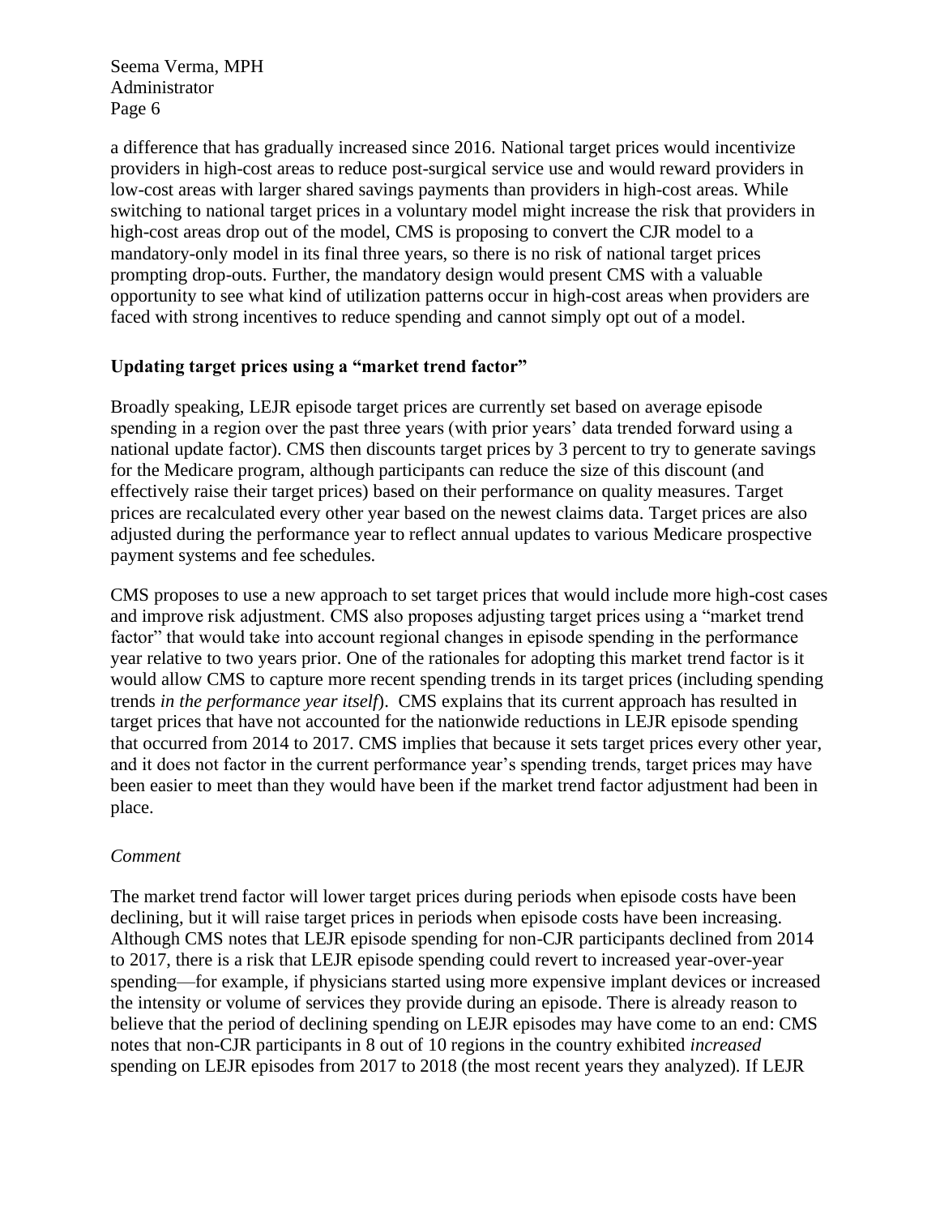a difference that has gradually increased since 2016. National target prices would incentivize providers in high-cost areas to reduce post-surgical service use and would reward providers in low-cost areas with larger shared savings payments than providers in high-cost areas. While switching to national target prices in a voluntary model might increase the risk that providers in high-cost areas drop out of the model, CMS is proposing to convert the CJR model to a mandatory-only model in its final three years, so there is no risk of national target prices prompting drop-outs. Further, the mandatory design would present CMS with a valuable opportunity to see what kind of utilization patterns occur in high-cost areas when providers are faced with strong incentives to reduce spending and cannot simply opt out of a model.

**Updating target prices using a "market trend factor"**

Broadly speaking, LEJR episode target prices are currently set based on average episode spending in a region over the past three years (with prior years' data trended forward using a national update factor). CMS then discounts target prices by 3 percent to try to generate savings for the Medicare program, although participants can reduce the size of this discount (and effectively raise their target prices) based on their performance on quality measures. Target prices are recalculated every other year based on the newest claims data. Target prices are also adjusted during the performance year to reflect annual updates to various Medicare prospective payment systems and fee schedules.

CMS proposes to use a new approach to set target prices that would include more high-cost cases and improve risk adjustment. CMS also proposes adjusting target prices using a "market trend factor" that would take into account regional changes in episode spending in the performance year relative to two years prior. One of the rationales for adopting this market trend factor is it would allow CMS to capture more recent spending trends in its target prices (including spending trends *in the performance year itself*). CMS explains that its current approach has resulted in target prices that have not accounted for the nationwide reductions in LEJR episode spending that occurred from 2014 to 2017. CMS implies that because it sets target prices every other year, and it does not factor in the current performance year's spending trends, target prices may have been easier to meet than they would have been if the market trend factor adjustment had been in place.

*Comment*

The market trend factor will lower target prices during periods when episode costs have been declining, but it will raise target prices in periods when episode costs have been increasing. Although CMS notes that LEJR episode spending for non-CJR participants declined from 2014 to 2017, there is a risk that LEJR episode spending could revert to increased year-over-year spending—for example, if physicians started using more expensive implant devices or increased the intensity or volume of services they provide during an episode. There is already reason to believe that the period of declining spending on LEJR episodes may have come to an end: CMS notes that non-CJR participants in 8 out of 10 regions in the country exhibited *increased* spending on LEJR episodes from 2017 to 2018 (the most recent years they analyzed). If LEJR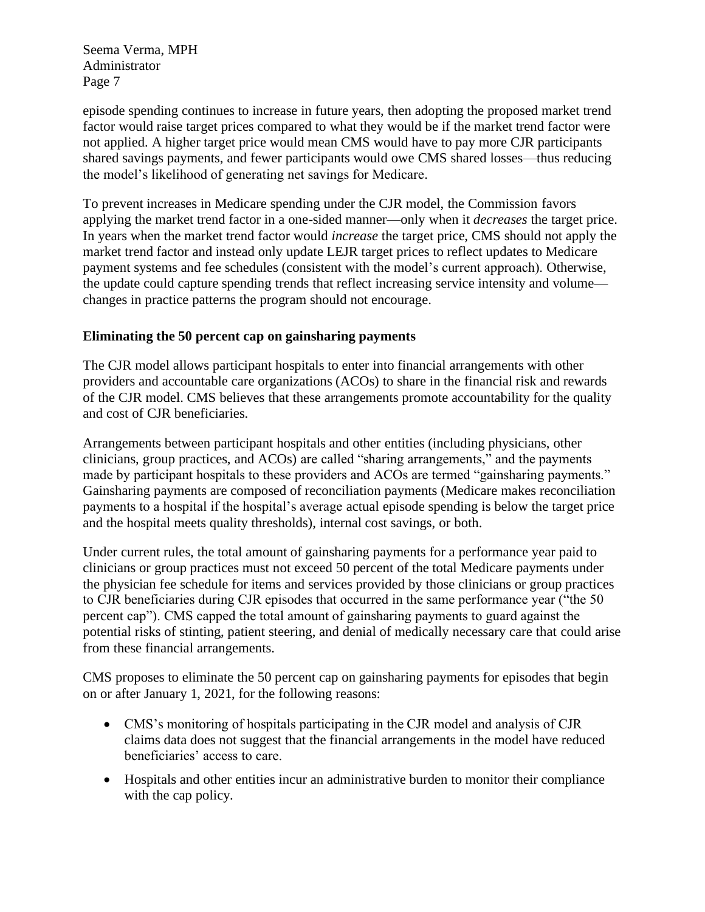episode spending continues to increase in future years, then adopting the proposed market trend factor would raise target prices compared to what they would be if the market trend factor were not applied. A higher target price would mean CMS would have to pay more CJR participants shared savings payments, and fewer participants would owe CMS shared losses—thus reducing the model's likelihood of generating net savings for Medicare.

To prevent increases in Medicare spending under the CJR model, the Commission favors applying the market trend factor in a one-sided manner—only when it *decreases* the target price. In years when the market trend factor would *increase* the target price, CMS should not apply the market trend factor and instead only update LEJR target prices to reflect updates to Medicare payment systems and fee schedules (consistent with the model's current approach). Otherwise, the update could capture spending trends that reflect increasing service intensity and volume—changes in practice patterns the program should not encourage.

**Eliminating the 50 percent cap on gainsharing payments**

The CJR model allows participant hospitals to enter into financial arrangements with other providers and accountable care organizations (ACOs) to share in the financial risk and rewards of the CJR model. CMS believes that these arrangements promote accountability for the quality and cost of CJR beneficiaries.

Arrangements between participant hospitals and other entities (including physicians, other clinicians, group practices, and ACOs) are called "sharing arrangements," and the payments made by participant hospitals to these providers and ACOs are termed "gainsharing payments." Gainsharing payments are composed of reconciliation payments (Medicare makes reconciliation payments to a hospital if the hospital's average actual episode spending is below the target price and the hospital meets quality thresholds), internal cost savings, or both.

Under current rules, the total amount of gainsharing payments for a performance year paid to clinicians or group practices must not exceed 50 percent of the total Medicare payments under the physician fee schedule for items and services provided by those clinicians or group practices to CJR beneficiaries during CJR episodes that occurred in the same performance year ("the 50 percent cap"). CMS capped the total amount of gainsharing payments to guard against the potential risks of stinting, patient steering, and denial of medically necessary care that could arise from these financial arrangements.

CMS proposes to eliminate the 50 percent cap on gainsharing payments for episodes that begin on or after January 1, 2021, for the following reasons:

- CMS's monitoring of hospitals participating in the CJR model and analysis of CJR claims data does not suggest that the financial arrangements in the model have reduced beneficiaries' access to care.
- Hospitals and other entities incur an administrative burden to monitor their compliance with the cap policy.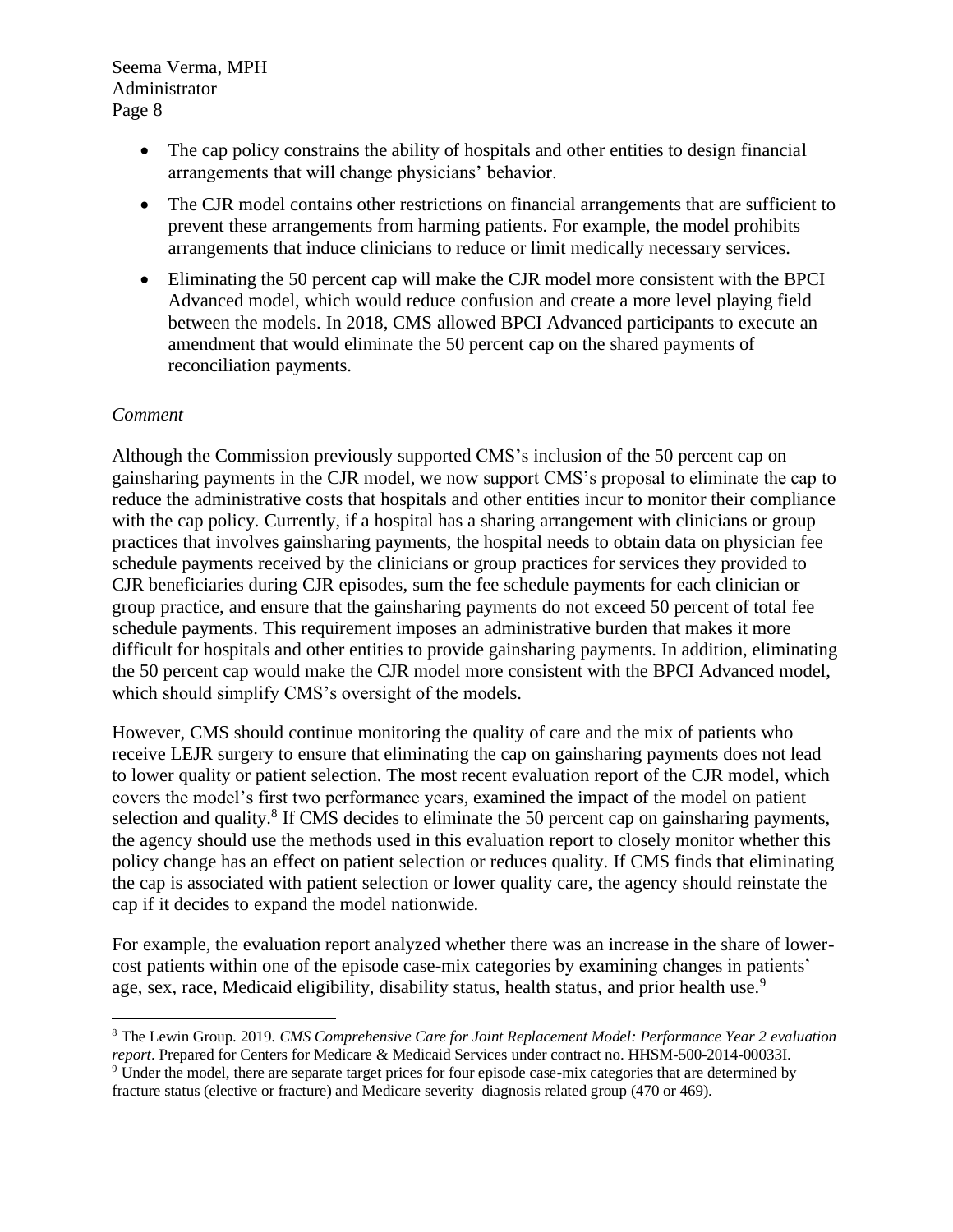- The cap policy constrains the ability of hospitals and other entities to design financial arrangements that will change physicians' behavior.
- The CJR model contains other restrictions on financial arrangements that are sufficient to prevent these arrangements from harming patients. For example, the model prohibits arrangements that induce clinicians to reduce or limit medically necessary services.
- Eliminating the 50 percent cap will make the CJR model more consistent with the BPCI Advanced model, which would reduce confusion and create a more level playing field between the models. In 2018, CMS allowed BPCI Advanced participants to execute an amendment that would eliminate the 50 percent cap on the shared payments of reconciliation payments.

*Comment*

Although the Commission previously supported CMS's inclusion of the 50 percent cap on gainsharing payments in the CJR model, we now support CMS's proposal to eliminate the cap to reduce the administrative costs that hospitals and other entities incur to monitor their compliance with the cap policy. Currently, if a hospital has a sharing arrangement with clinicians or group practices that involves gainsharing payments, the hospital needs to obtain data on physician fee schedule payments received by the clinicians or group practices for services they provided to CJR beneficiaries during CJR episodes, sum the fee schedule payments for each clinician or group practice, and ensure that the gainsharing payments do not exceed 50 percent of total fee schedule payments. This requirement imposes an administrative burden that makes it more difficult for hospitals and other entities to provide gainsharing payments. In addition, eliminating the 50 percent cap would make the CJR model more consistent with the BPCI Advanced model, which should simplify CMS's oversight of the models.

However, CMS should continue monitoring the quality of care and the mix of patients who receive LEJR surgery to ensure that eliminating the cap on gainsharing payments does not lead to lower quality or patient selection. The most recent evaluation report of the CJR model, which covers the model's first two performance years, examined the impact of the model on patient selection and quality.[8] If CMS decides to eliminate the 50 percent cap on gainsharing payments, the agency should use the methods used in this evaluation report to closely monitor whether this policy change has an effect on patient selection or reduces quality. If CMS finds that eliminating the cap is associated with patient selection or lower quality care, the agency should reinstate the cap if it decides to expand the model nationwide.

For example, the evaluation report analyzed whether there was an increase in the share of lower-cost patients within one of the episode case-mix categories by examining changes in patients' age, sex, race, Medicaid eligibility, disability status, health status, and prior health use.[9]

---

[8] The Lewin Group. 2019. *CMS Comprehensive Care for Joint Replacement Model: Performance Year 2 evaluation report*. Prepared for Centers for Medicare & Medicaid Services under contract no. HHSM-500-2014-00033I.

[9] Under the model, there are separate target prices for four episode case-mix categories that are determined by fracture status (elective or fracture) and Medicare severity–diagnosis related group (470 or 469).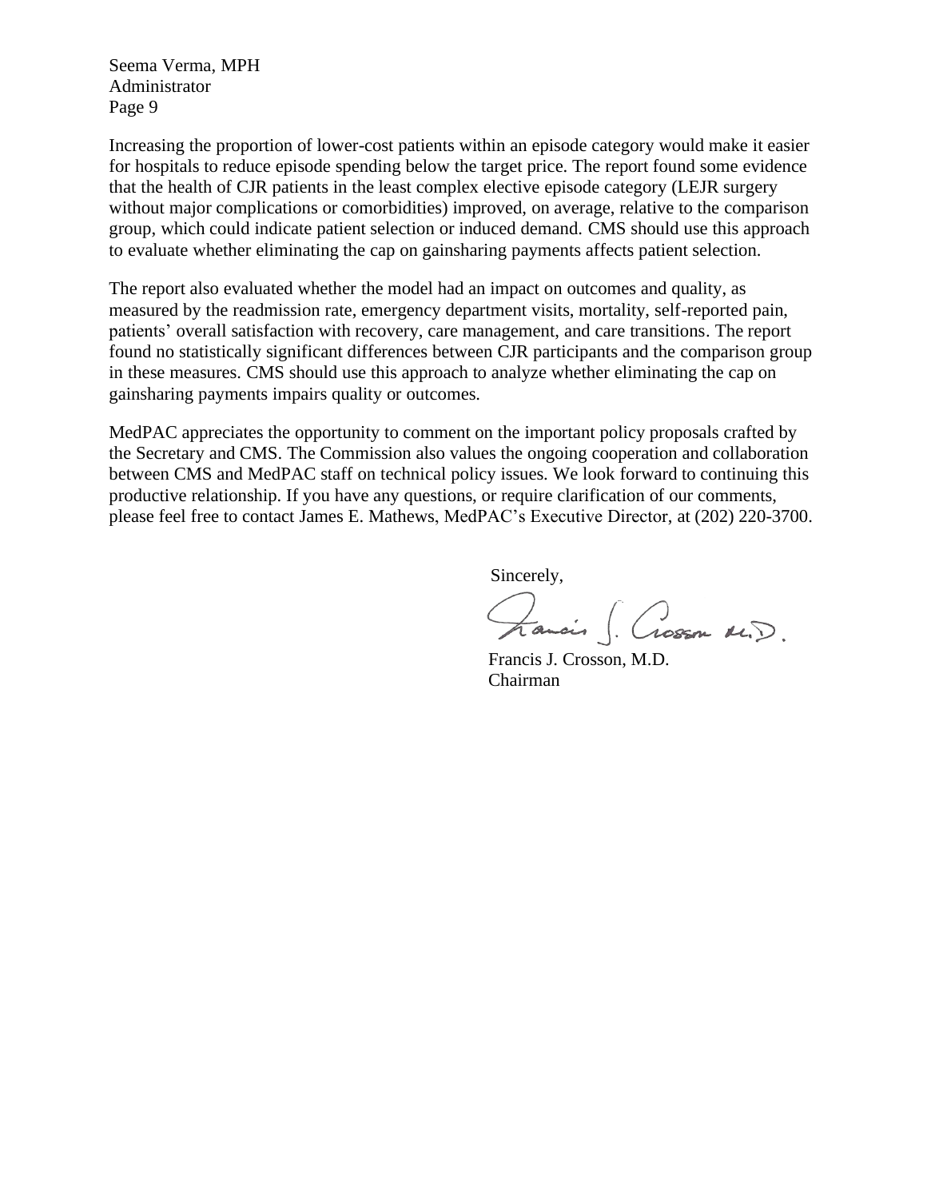Increasing the proportion of lower-cost patients within an episode category would make it easier for hospitals to reduce episode spending below the target price. The report found some evidence that the health of CJR patients in the least complex elective episode category (LEJR surgery without major complications or comorbidities) improved, on average, relative to the comparison group, which could indicate patient selection or induced demand. CMS should use this approach to evaluate whether eliminating the cap on gainsharing payments affects patient selection.

The report also evaluated whether the model had an impact on outcomes and quality, as measured by the readmission rate, emergency department visits, mortality, self-reported pain, patients' overall satisfaction with recovery, care management, and care transitions. The report found no statistically significant differences between CJR participants and the comparison group in these measures. CMS should use this approach to analyze whether eliminating the cap on gainsharing payments impairs quality or outcomes.

MedPAC appreciates the opportunity to comment on the important policy proposals crafted by the Secretary and CMS. The Commission also values the ongoing cooperation and collaboration between CMS and MedPAC staff on technical policy issues. We look forward to continuing this productive relationship. If you have any questions, or require clarification of our comments, please feel free to contact James E. Mathews, MedPAC's Executive Director, at (202) 220-3700.

Sincerely,

Francis J. Crosson M.D.

Francis J. Crosson, M.D.
Chairman